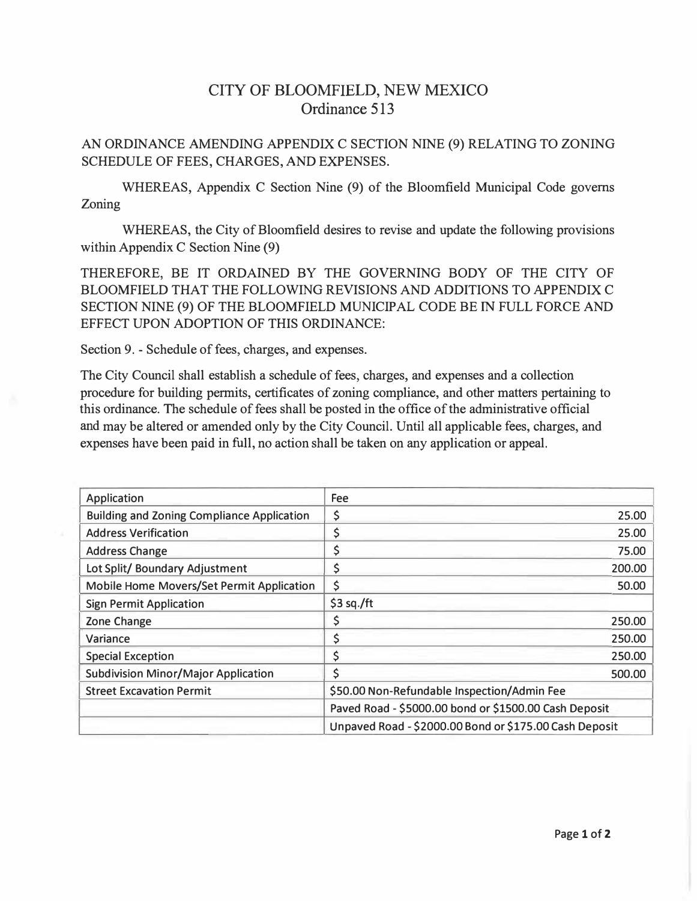# CITY OF BLOOMFIELD, NEW MEXICO
## Ordinance 513

AN ORDINANCE AMENDING APPENDIX C SECTION NINE (9) RELATING TO ZONING SCHEDULE OF FEES, CHARGES, AND EXPENSES.

WHEREAS, Appendix C Section Nine (9) of the Bloomfield Municipal Code governs Zoning

WHEREAS, the City of Bloomfield desires to revise and update the following provisions within Appendix C Section Nine (9)

THEREFORE, BE IT ORDAINED BY THE GOVERNING BODY OF THE CITY OF BLOOMFIELD THAT THE FOLLOWING REVISIONS AND ADDITIONS TO APPENDIX C SECTION NINE (9) OF THE BLOOMFIELD MUNICIPAL CODE BE IN FULL FORCE AND EFFECT UPON ADOPTION OF THIS ORDINANCE:

Section 9. - Schedule of fees, charges, and expenses.

The City Council shall establish a schedule of fees, charges, and expenses and a collection procedure for building permits, certificates of zoning compliance, and other matters pertaining to this ordinance. The schedule of fees shall be posted in the office of the administrative official and may be altered or amended only by the City Council. Until all applicable fees, charges, and expenses have been paid in full, no action shall be taken on any application or appeal.

| Application | Fee |
|---|---|
| Building and Zoning Compliance Application | $ 25.00 |
| Address Verification | $ 25.00 |
| Address Change | $ 75.00 |
| Lot Split/ Boundary Adjustment | $ 200.00 |
| Mobile Home Movers/Set Permit Application | $ 50.00 |
| Sign Permit Application | $3 sq./ft |
| Zone Change | $ 250.00 |
| Variance | $ 250.00 |
| Special Exception | $ 250.00 |
| Subdivision Minor/Major Application | $ 500.00 |
| Street Excavation Permit | $50.00 Non-Refundable Inspection/Admin Fee |
| | Paved Road - $5000.00 bond or $1500.00 Cash Deposit |
| | Unpaved Road - $2000.00 Bond or $175.00 Cash Deposit |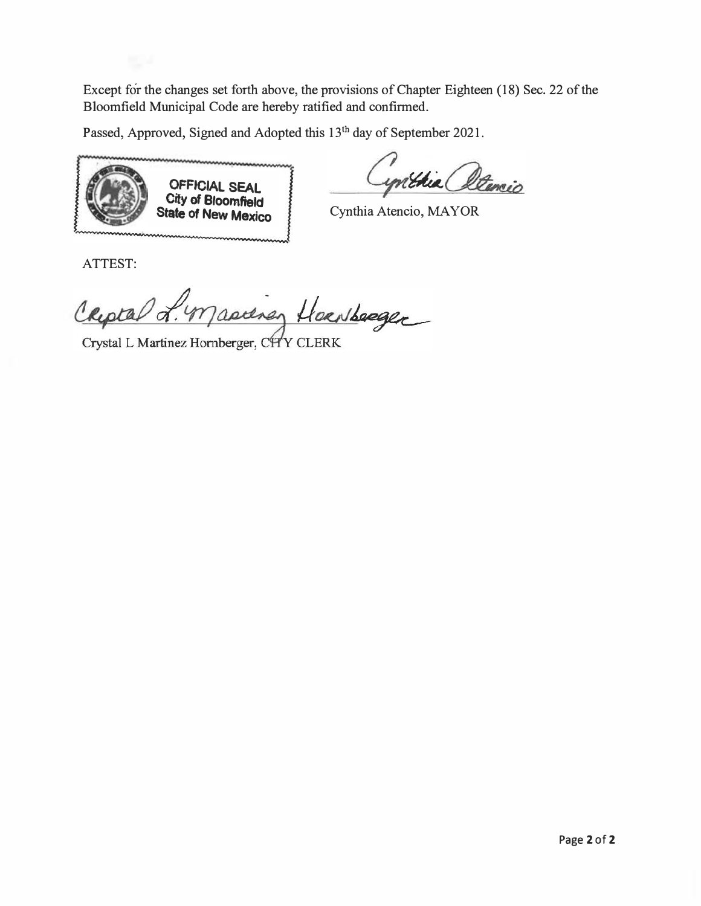Except for the changes set forth above, the provisions of Chapter Eighteen (18) Sec. 22 of the Bloomfield Municipal Code are hereby ratified and confirmed.

Passed, Approved, Signed and Adopted this 13th day of September 2021.

OFFICIAL SEAL
City of Bloomfield
State of New Mexico

Cynthia Atencio, MAYOR

ATTEST:

Crystal L Martinez Hornberger, CITY CLERK